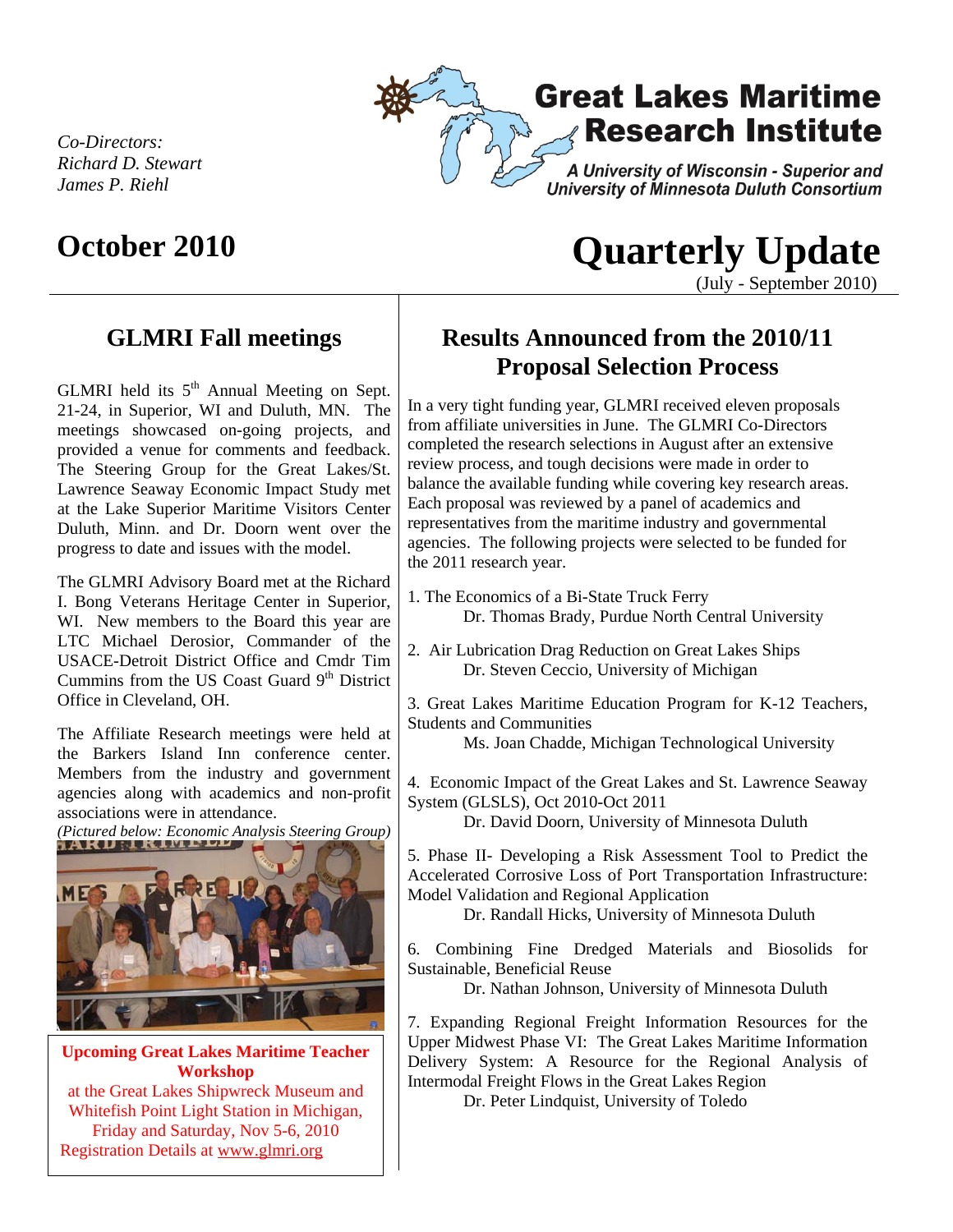Co-Directors:
*Richard D. Stewart*
*James P. Riehl*

# Great Lakes Maritime Research Institute

*A University of Wisconsin - Superior and University of Minnesota Duluth Consortium*

## October 2010

# Quarterly Update

(July - September 2010)

## GLMRI Fall meetings

GLMRI held its 5th Annual Meeting on Sept. 21-24, in Superior, WI and Duluth, MN. The meetings showcased on-going projects, and provided a venue for comments and feedback. The Steering Group for the Great Lakes/St. Lawrence Seaway Economic Impact Study met at the Lake Superior Maritime Visitors Center Duluth, Minn. and Dr. Doorn went over the progress to date and issues with the model.

The GLMRI Advisory Board met at the Richard I. Bong Veterans Heritage Center in Superior, WI. New members to the Board this year are LTC Michael Derosior, Commander of the USACE-Detroit District Office and Cmdr Tim Cummins from the US Coast Guard 9th District Office in Cleveland, OH.

The Affiliate Research meetings were held at the Barkers Island Inn conference center. Members from the industry and government agencies along with academics and non-profit associations were in attendance.

*(Pictured below: Economic Analysis Steering Group)*

**Upcoming Great Lakes Maritime Teacher Workshop**
at the Great Lakes Shipwreck Museum and Whitefish Point Light Station in Michigan, Friday and Saturday, Nov 5-6, 2010
Registration Details at www.glmri.org

## Results Announced from the 2010/11 Proposal Selection Process

In a very tight funding year, GLMRI received eleven proposals from affiliate universities in June. The GLMRI Co-Directors completed the research selections in August after an extensive review process, and tough decisions were made in order to balance the available funding while covering key research areas. Each proposal was reviewed by a panel of academics and representatives from the maritime industry and governmental agencies. The following projects were selected to be funded for the 2011 research year.

1. The Economics of a Bi-State Truck Ferry
   Dr. Thomas Brady, Purdue North Central University

2. Air Lubrication Drag Reduction on Great Lakes Ships
   Dr. Steven Ceccio, University of Michigan

3. Great Lakes Maritime Education Program for K-12 Teachers, Students and Communities
   Ms. Joan Chadde, Michigan Technological University

4. Economic Impact of the Great Lakes and St. Lawrence Seaway System (GLSLS), Oct 2010-Oct 2011
   Dr. David Doorn, University of Minnesota Duluth

5. Phase II- Developing a Risk Assessment Tool to Predict the Accelerated Corrosive Loss of Port Transportation Infrastructure: Model Validation and Regional Application
   Dr. Randall Hicks, University of Minnesota Duluth

6. Combining Fine Dredged Materials and Biosolids for Sustainable, Beneficial Reuse
   Dr. Nathan Johnson, University of Minnesota Duluth

7. Expanding Regional Freight Information Resources for the Upper Midwest Phase VI: The Great Lakes Maritime Information Delivery System: A Resource for the Regional Analysis of Intermodal Freight Flows in the Great Lakes Region
   Dr. Peter Lindquist, University of Toledo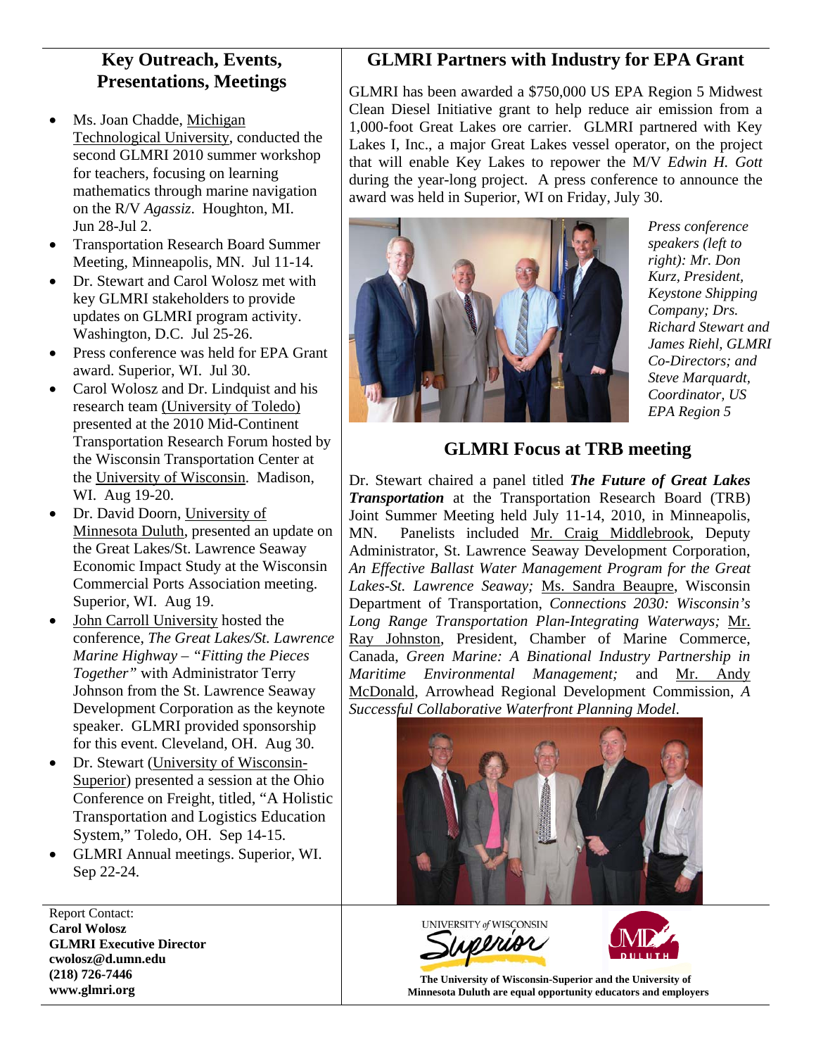## Key Outreach, Events, Presentations, Meetings

- Ms. Joan Chadde, Michigan Technological University, conducted the second GLMRI 2010 summer workshop for teachers, focusing on learning mathematics through marine navigation on the R/V *Agassiz*. Houghton, MI. Jun 28-Jul 2.
- Transportation Research Board Summer Meeting, Minneapolis, MN. Jul 11-14.
- Dr. Stewart and Carol Wolosz met with key GLMRI stakeholders to provide updates on GLMRI program activity. Washington, D.C. Jul 25-26.
- Press conference was held for EPA Grant award. Superior, WI. Jul 30.
- Carol Wolosz and Dr. Lindquist and his research team (University of Toledo) presented at the 2010 Mid-Continent Transportation Research Forum hosted by the Wisconsin Transportation Center at the University of Wisconsin. Madison, WI. Aug 19-20.
- Dr. David Doorn, University of Minnesota Duluth, presented an update on the Great Lakes/St. Lawrence Seaway Economic Impact Study at the Wisconsin Commercial Ports Association meeting. Superior, WI. Aug 19.
- John Carroll University hosted the conference, *The Great Lakes/St. Lawrence Marine Highway – "Fitting the Pieces Together"* with Administrator Terry Johnson from the St. Lawrence Seaway Development Corporation as the keynote speaker. GLMRI provided sponsorship for this event. Cleveland, OH. Aug 30.
- Dr. Stewart (University of Wisconsin-Superior) presented a session at the Ohio Conference on Freight, titled, "A Holistic Transportation and Logistics Education System," Toledo, OH. Sep 14-15.
- GLMRI Annual meetings. Superior, WI. Sep 22-24.

Report Contact:
**Carol Wolosz**
**GLMRI Executive Director**
**cwolosz@d.umn.edu**
**(218) 726-7446**
**www.glmri.org**

## GLMRI Partners with Industry for EPA Grant

GLMRI has been awarded a $750,000 US EPA Region 5 Midwest Clean Diesel Initiative grant to help reduce air emission from a 1,000-foot Great Lakes ore carrier. GLMRI partnered with Key Lakes I, Inc., a major Great Lakes vessel operator, on the project that will enable Key Lakes to repower the M/V *Edwin H. Gott* during the year-long project. A press conference to announce the award was held in Superior, WI on Friday, July 30.

*Press conference speakers (left to right): Mr. Don Kurz, President, Keystone Shipping Company; Drs. Richard Stewart and James Riehl, GLMRI Co-Directors; and Steve Marquardt, Coordinator, US EPA Region 5*

## GLMRI Focus at TRB meeting

Dr. Stewart chaired a panel titled ***The Future of Great Lakes Transportation*** at the Transportation Research Board (TRB) Joint Summer Meeting held July 11-14, 2010, in Minneapolis, MN. Panelists included Mr. Craig Middlebrook, Deputy Administrator, St. Lawrence Seaway Development Corporation, *An Effective Ballast Water Management Program for the Great Lakes-St. Lawrence Seaway;* Ms. Sandra Beaupre, Wisconsin Department of Transportation, *Connections 2030: Wisconsin's Long Range Transportation Plan-Integrating Waterways;* Mr. Ray Johnston, President, Chamber of Marine Commerce, Canada, *Green Marine: A Binational Industry Partnership in Maritime Environmental Management;* and Mr. Andy McDonald, Arrowhead Regional Development Commission, *A Successful Collaborative Waterfront Planning Model*.

**The University of Wisconsin-Superior and the University of Minnesota Duluth are equal opportunity educators and employers**